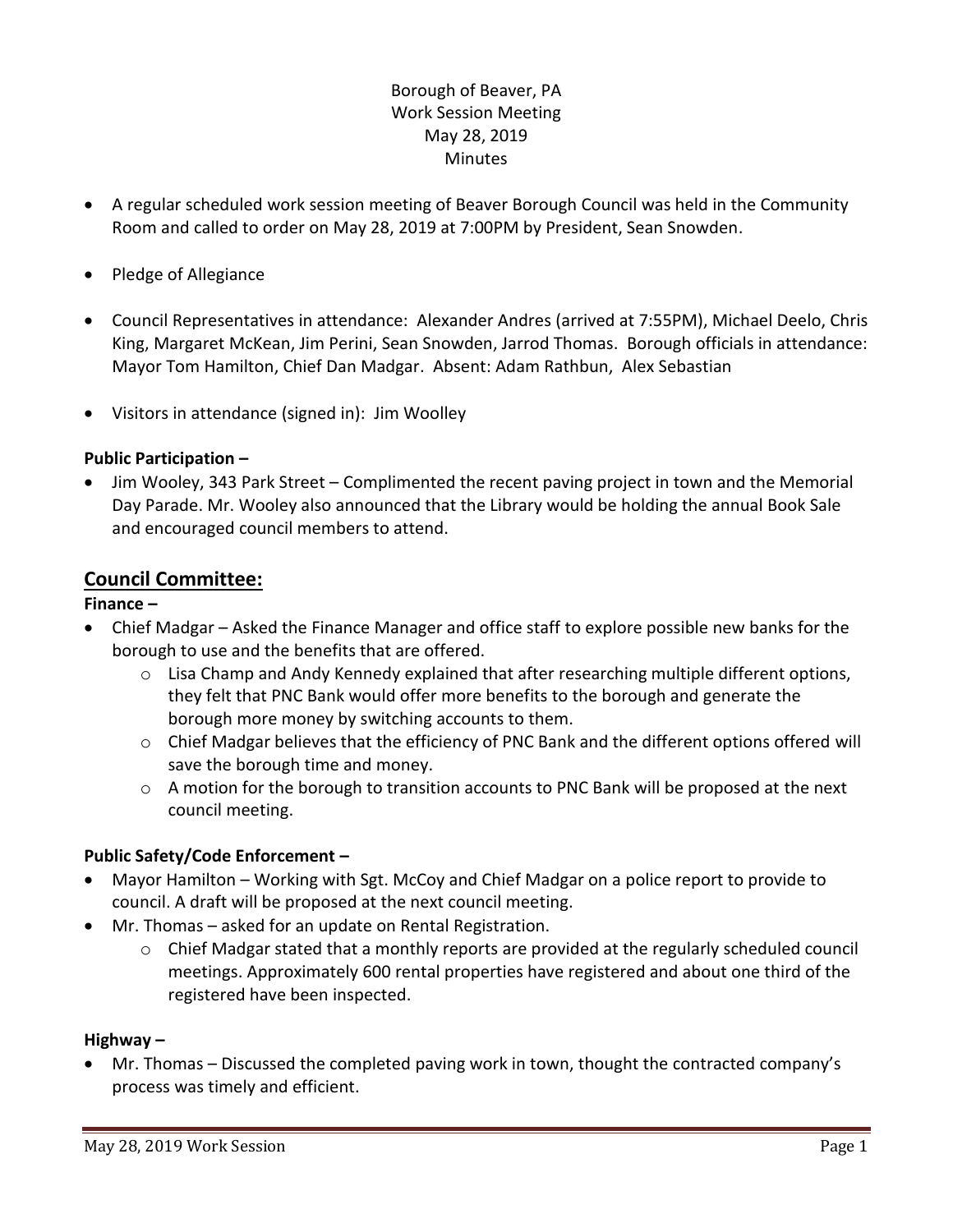Borough of Beaver, PA
Work Session Meeting
May 28, 2019
Minutes

- A regular scheduled work session meeting of Beaver Borough Council was held in the Community Room and called to order on May 28, 2019 at 7:00PM by President, Sean Snowden.
- Pledge of Allegiance
- Council Representatives in attendance: Alexander Andres (arrived at 7:55PM), Michael Deelo, Chris King, Margaret McKean, Jim Perini, Sean Snowden, Jarrod Thomas. Borough officials in attendance: Mayor Tom Hamilton, Chief Dan Madgar. Absent: Adam Rathbun, Alex Sebastian
- Visitors in attendance (signed in): Jim Woolley

**Public Participation –**

- Jim Wooley, 343 Park Street – Complimented the recent paving project in town and the Memorial Day Parade. Mr. Wooley also announced that the Library would be holding the annual Book Sale and encouraged council members to attend.

## Council Committee:

**Finance –**

- Chief Madgar – Asked the Finance Manager and office staff to explore possible new banks for the borough to use and the benefits that are offered.
  - Lisa Champ and Andy Kennedy explained that after researching multiple different options, they felt that PNC Bank would offer more benefits to the borough and generate the borough more money by switching accounts to them.
  - Chief Madgar believes that the efficiency of PNC Bank and the different options offered will save the borough time and money.
  - A motion for the borough to transition accounts to PNC Bank will be proposed at the next council meeting.

**Public Safety/Code Enforcement –**

- Mayor Hamilton – Working with Sgt. McCoy and Chief Madgar on a police report to provide to council. A draft will be proposed at the next council meeting.
- Mr. Thomas – asked for an update on Rental Registration.
  - Chief Madgar stated that a monthly reports are provided at the regularly scheduled council meetings. Approximately 600 rental properties have registered and about one third of the registered have been inspected.

**Highway –**

- Mr. Thomas – Discussed the completed paving work in town, thought the contracted company's process was timely and efficient.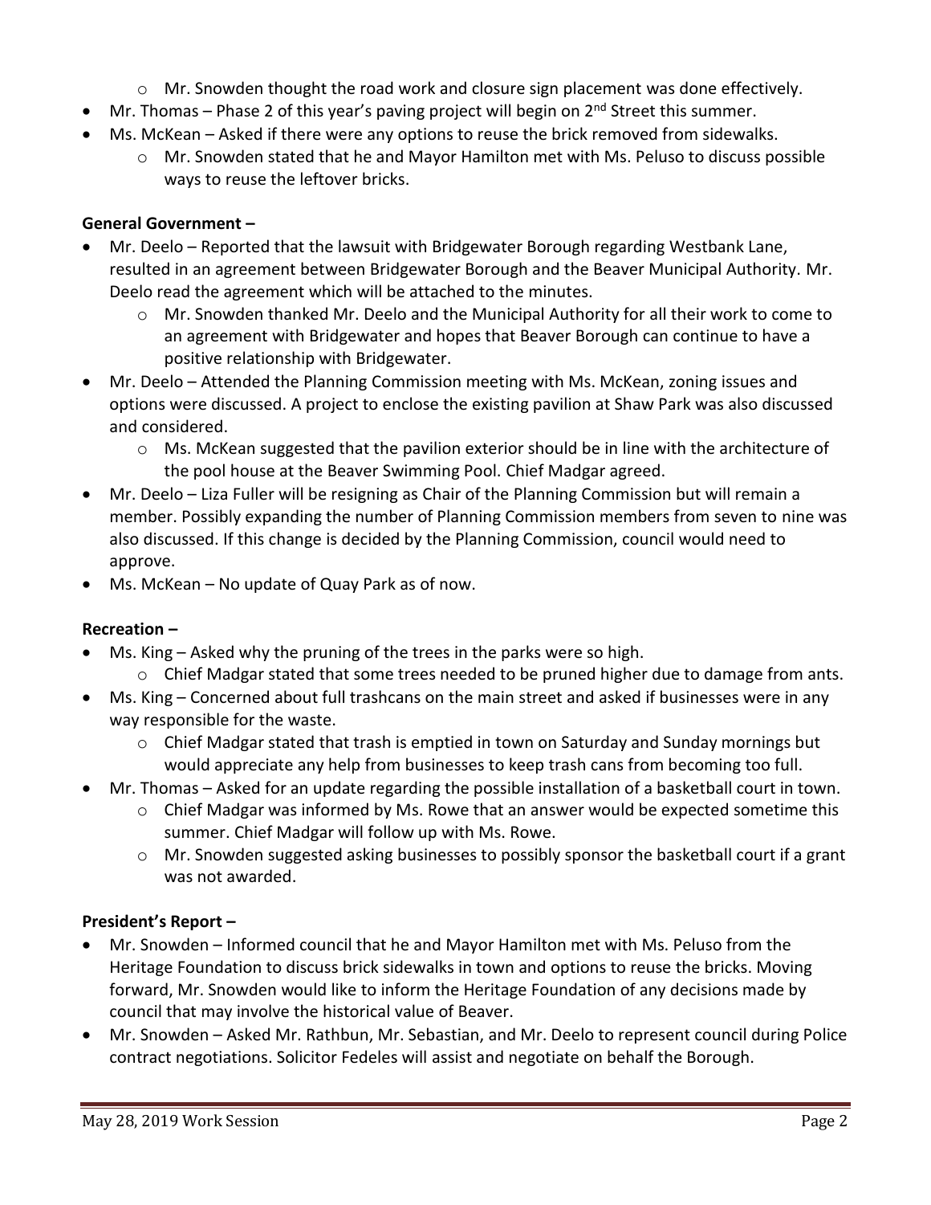- Mr. Snowden thought the road work and closure sign placement was done effectively.
- Mr. Thomas – Phase 2 of this year's paving project will begin on 2nd Street this summer.
- Ms. McKean – Asked if there were any options to reuse the brick removed from sidewalks.
   - Mr. Snowden stated that he and Mayor Hamilton met with Ms. Peluso to discuss possible ways to reuse the leftover bricks.

**General Government –**

- Mr. Deelo – Reported that the lawsuit with Bridgewater Borough regarding Westbank Lane, resulted in an agreement between Bridgewater Borough and the Beaver Municipal Authority. Mr. Deelo read the agreement which will be attached to the minutes.
   - Mr. Snowden thanked Mr. Deelo and the Municipal Authority for all their work to come to an agreement with Bridgewater and hopes that Beaver Borough can continue to have a positive relationship with Bridgewater.
- Mr. Deelo – Attended the Planning Commission meeting with Ms. McKean, zoning issues and options were discussed. A project to enclose the existing pavilion at Shaw Park was also discussed and considered.
   - Ms. McKean suggested that the pavilion exterior should be in line with the architecture of the pool house at the Beaver Swimming Pool. Chief Madgar agreed.
- Mr. Deelo – Liza Fuller will be resigning as Chair of the Planning Commission but will remain a member. Possibly expanding the number of Planning Commission members from seven to nine was also discussed. If this change is decided by the Planning Commission, council would need to approve.
- Ms. McKean – No update of Quay Park as of now.

**Recreation –**

- Ms. King – Asked why the pruning of the trees in the parks were so high.
   - Chief Madgar stated that some trees needed to be pruned higher due to damage from ants.
- Ms. King – Concerned about full trashcans on the main street and asked if businesses were in any way responsible for the waste.
   - Chief Madgar stated that trash is emptied in town on Saturday and Sunday mornings but would appreciate any help from businesses to keep trash cans from becoming too full.
- Mr. Thomas – Asked for an update regarding the possible installation of a basketball court in town.
   - Chief Madgar was informed by Ms. Rowe that an answer would be expected sometime this summer. Chief Madgar will follow up with Ms. Rowe.
   - Mr. Snowden suggested asking businesses to possibly sponsor the basketball court if a grant was not awarded.

**President's Report –**

- Mr. Snowden – Informed council that he and Mayor Hamilton met with Ms. Peluso from the Heritage Foundation to discuss brick sidewalks in town and options to reuse the bricks. Moving forward, Mr. Snowden would like to inform the Heritage Foundation of any decisions made by council that may involve the historical value of Beaver.
- Mr. Snowden – Asked Mr. Rathbun, Mr. Sebastian, and Mr. Deelo to represent council during Police contract negotiations. Solicitor Fedeles will assist and negotiate on behalf the Borough.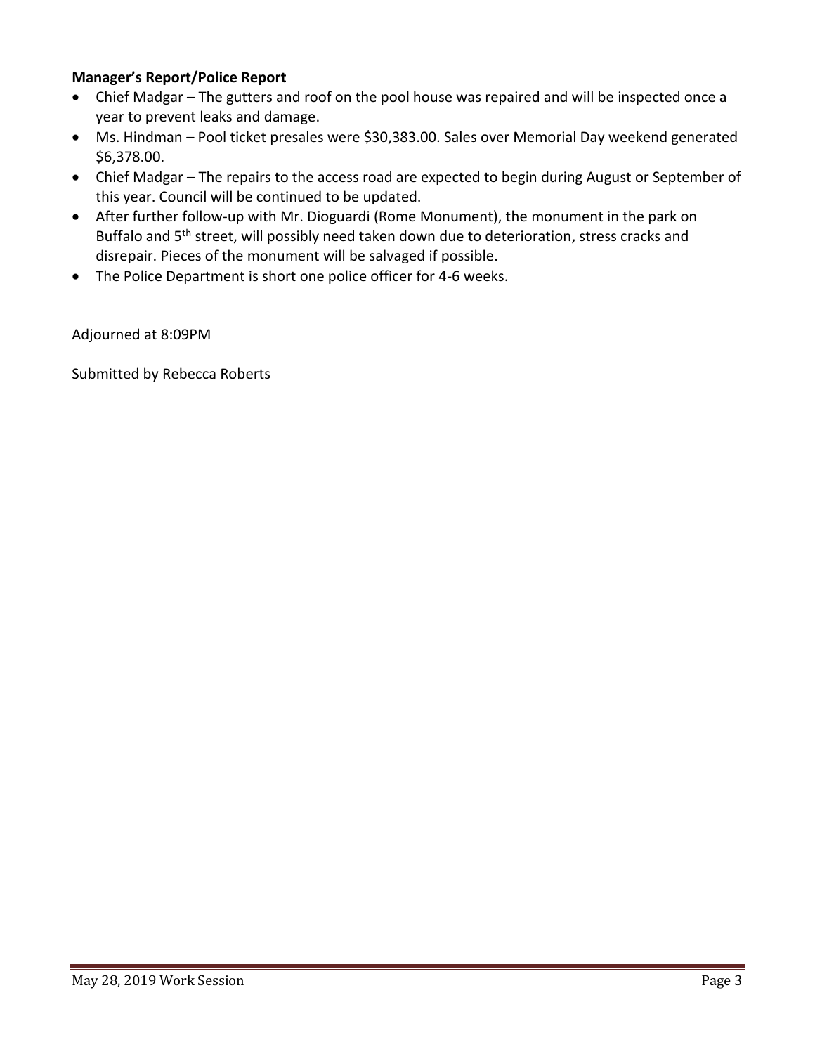**Manager's Report/Police Report**

- Chief Madgar – The gutters and roof on the pool house was repaired and will be inspected once a year to prevent leaks and damage.
- Ms. Hindman – Pool ticket presales were $30,383.00. Sales over Memorial Day weekend generated $6,378.00.
- Chief Madgar – The repairs to the access road are expected to begin during August or September of this year. Council will be continued to be updated.
- After further follow-up with Mr. Dioguardi (Rome Monument), the monument in the park on Buffalo and 5th street, will possibly need taken down due to deterioration, stress cracks and disrepair. Pieces of the monument will be salvaged if possible.
- The Police Department is short one police officer for 4-6 weeks.

Adjourned at 8:09PM

Submitted by Rebecca Roberts